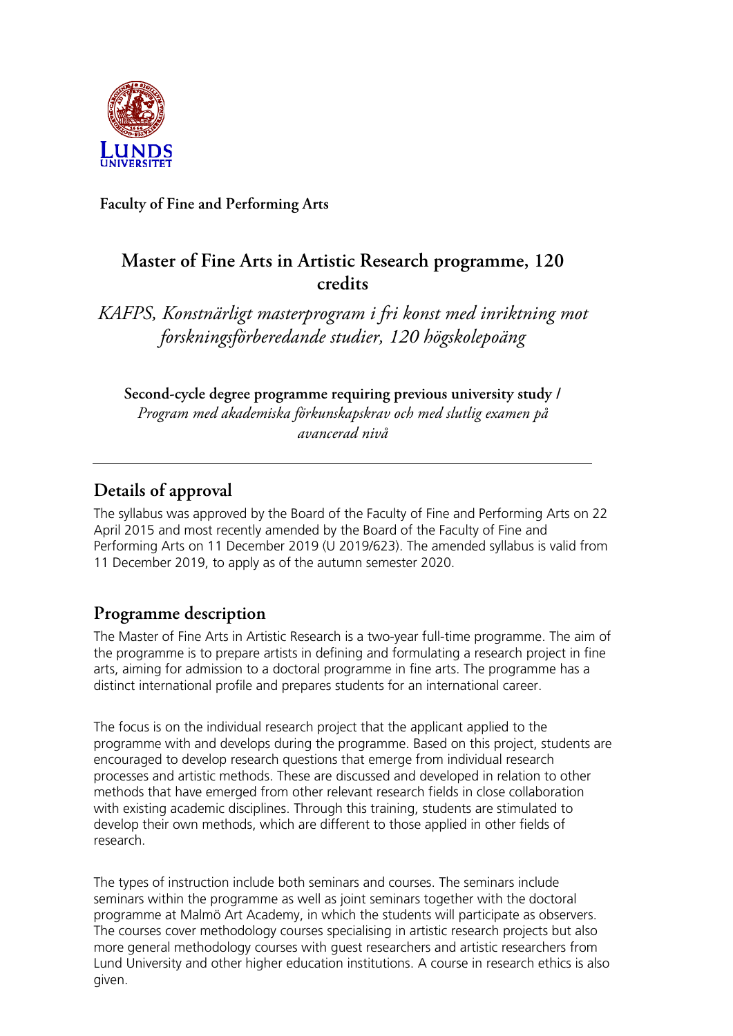**Faculty of Fine and Performing Arts**

# Master of Fine Arts in Artistic Research programme, 120 credits

*KAFPS, Konstnärligt masterprogram i fri konst med inriktning mot forskningsförberedande studier, 120 högskolepoäng*

**Second-cycle degree programme requiring previous university study /** *Program med akademiska förkunskapskrav och med slutlig examen på avancerad nivå*

---

## Details of approval

The syllabus was approved by the Board of the Faculty of Fine and Performing Arts on 22 April 2015 and most recently amended by the Board of the Faculty of Fine and Performing Arts on 11 December 2019 (U 2019/623). The amended syllabus is valid from 11 December 2019, to apply as of the autumn semester 2020.

## Programme description

The Master of Fine Arts in Artistic Research is a two-year full-time programme. The aim of the programme is to prepare artists in defining and formulating a research project in fine arts, aiming for admission to a doctoral programme in fine arts. The programme has a distinct international profile and prepares students for an international career.

The focus is on the individual research project that the applicant applied to the programme with and develops during the programme. Based on this project, students are encouraged to develop research questions that emerge from individual research processes and artistic methods. These are discussed and developed in relation to other methods that have emerged from other relevant research fields in close collaboration with existing academic disciplines. Through this training, students are stimulated to develop their own methods, which are different to those applied in other fields of research.

The types of instruction include both seminars and courses. The seminars include seminars within the programme as well as joint seminars together with the doctoral programme at Malmö Art Academy, in which the students will participate as observers. The courses cover methodology courses specialising in artistic research projects but also more general methodology courses with guest researchers and artistic researchers from Lund University and other higher education institutions. A course in research ethics is also given.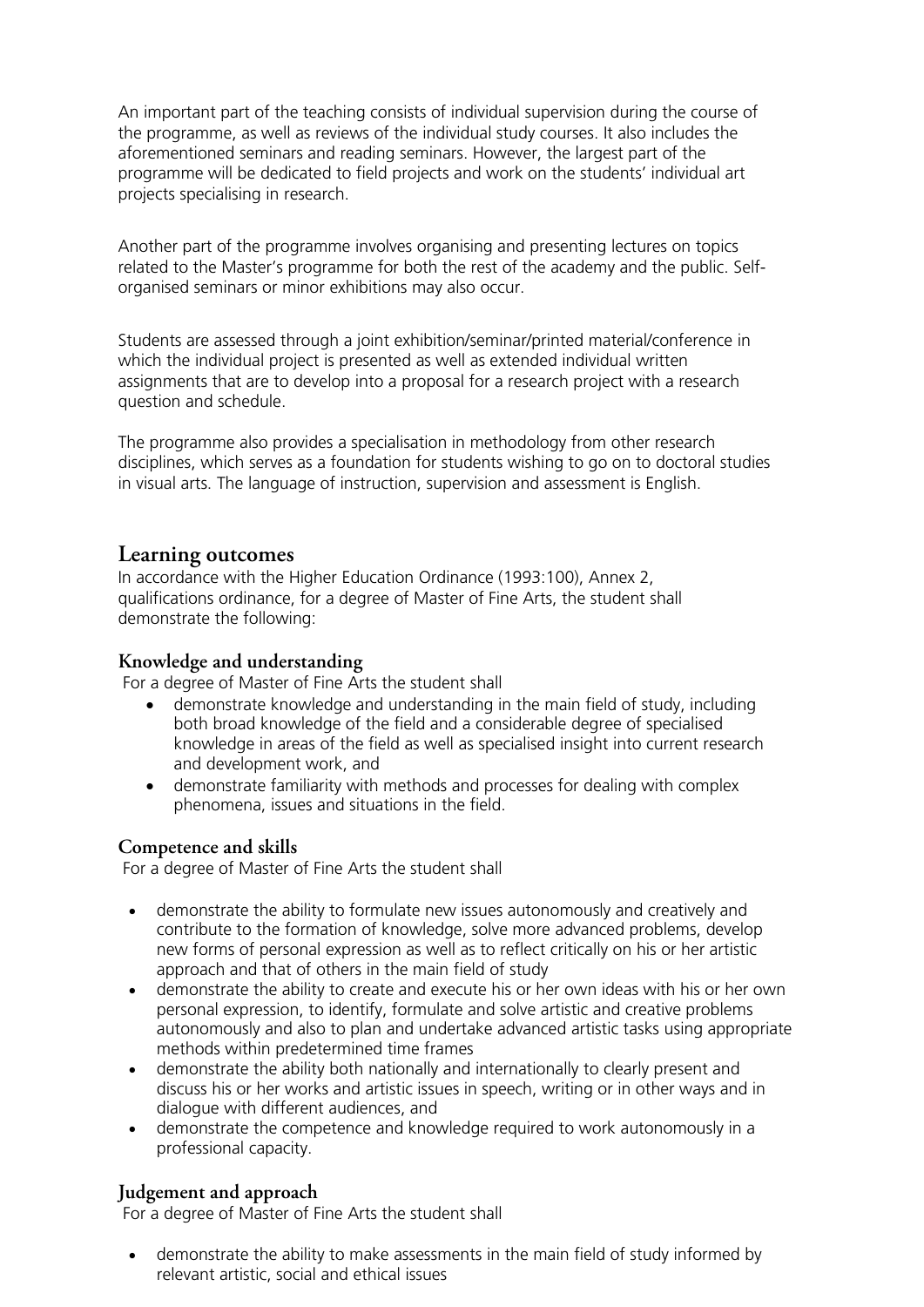An important part of the teaching consists of individual supervision during the course of the programme, as well as reviews of the individual study courses. It also includes the aforementioned seminars and reading seminars. However, the largest part of the programme will be dedicated to field projects and work on the students' individual art projects specialising in research.

Another part of the programme involves organising and presenting lectures on topics related to the Master's programme for both the rest of the academy and the public. Self-organised seminars or minor exhibitions may also occur.

Students are assessed through a joint exhibition/seminar/printed material/conference in which the individual project is presented as well as extended individual written assignments that are to develop into a proposal for a research project with a research question and schedule.

The programme also provides a specialisation in methodology from other research disciplines, which serves as a foundation for students wishing to go on to doctoral studies in visual arts. The language of instruction, supervision and assessment is English.

## Learning outcomes

In accordance with the Higher Education Ordinance (1993:100), Annex 2, qualifications ordinance, for a degree of Master of Fine Arts, the student shall demonstrate the following:

### Knowledge and understanding

For a degree of Master of Fine Arts the student shall

- demonstrate knowledge and understanding in the main field of study, including both broad knowledge of the field and a considerable degree of specialised knowledge in areas of the field as well as specialised insight into current research and development work, and
- demonstrate familiarity with methods and processes for dealing with complex phenomena, issues and situations in the field.

### Competence and skills

For a degree of Master of Fine Arts the student shall

- demonstrate the ability to formulate new issues autonomously and creatively and contribute to the formation of knowledge, solve more advanced problems, develop new forms of personal expression as well as to reflect critically on his or her artistic approach and that of others in the main field of study
- demonstrate the ability to create and execute his or her own ideas with his or her own personal expression, to identify, formulate and solve artistic and creative problems autonomously and also to plan and undertake advanced artistic tasks using appropriate methods within predetermined time frames
- demonstrate the ability both nationally and internationally to clearly present and discuss his or her works and artistic issues in speech, writing or in other ways and in dialogue with different audiences, and
- demonstrate the competence and knowledge required to work autonomously in a professional capacity.

### Judgement and approach

For a degree of Master of Fine Arts the student shall

- demonstrate the ability to make assessments in the main field of study informed by relevant artistic, social and ethical issues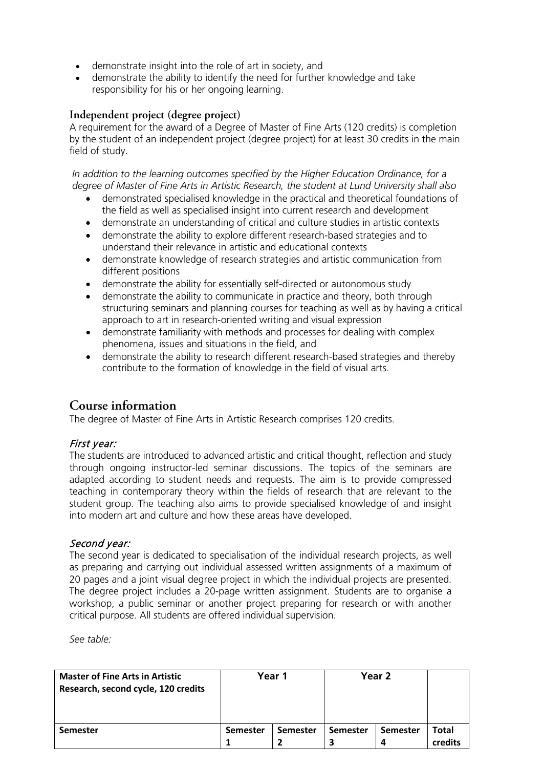- demonstrate insight into the role of art in society, and
- demonstrate the ability to identify the need for further knowledge and take responsibility for his or her ongoing learning.

### Independent project (degree project)

A requirement for the award of a Degree of Master of Fine Arts (120 credits) is completion by the student of an independent project (degree project) for at least 30 credits in the main field of study.

*In addition to the learning outcomes specified by the Higher Education Ordinance, for a degree of Master of Fine Arts in Artistic Research, the student at Lund University shall also*

- demonstrated specialised knowledge in the practical and theoretical foundations of the field as well as specialised insight into current research and development
- demonstrate an understanding of critical and culture studies in artistic contexts
- demonstrate the ability to explore different research-based strategies and to understand their relevance in artistic and educational contexts
- demonstrate knowledge of research strategies and artistic communication from different positions
- demonstrate the ability for essentially self-directed or autonomous study
- demonstrate the ability to communicate in practice and theory, both through structuring seminars and planning courses for teaching as well as by having a critical approach to art in research-oriented writing and visual expression
- demonstrate familiarity with methods and processes for dealing with complex phenomena, issues and situations in the field, and
- demonstrate the ability to research different research-based strategies and thereby contribute to the formation of knowledge in the field of visual arts.

## Course information

The degree of Master of Fine Arts in Artistic Research comprises 120 credits.

### *First year:*

The students are introduced to advanced artistic and critical thought, reflection and study through ongoing instructor-led seminar discussions. The topics of the seminars are adapted according to student needs and requests. The aim is to provide compressed teaching in contemporary theory within the fields of research that are relevant to the student group. The teaching also aims to provide specialised knowledge of and insight into modern art and culture and how these areas have developed.

### *Second year:*

The second year is dedicated to specialisation of the individual research projects, as well as preparing and carrying out individual assessed written assignments of a maximum of 20 pages and a joint visual degree project in which the individual projects are presented. The degree project includes a 20-page written assignment. Students are to organise a workshop, a public seminar or another project preparing for research or with another critical purpose. All students are offered individual supervision.

*See table:*

| **Master of Fine Arts in Artistic Research, second cycle, 120 credits** | **Year 1** | | **Year 2** | | |
|---|---|---|---|---|---|
| **Semester** | **Semester 1** | **Semester 2** | **Semester 3** | **Semester 4** | **Total credits** |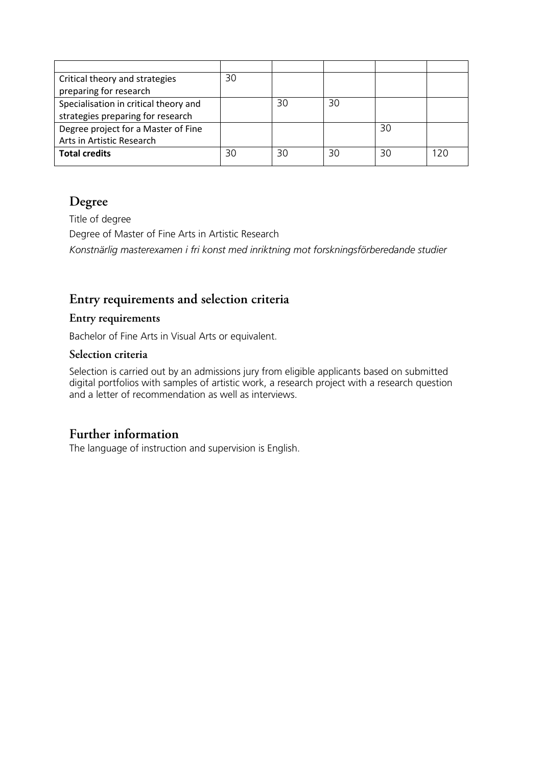| | | | | | |
|---|---|---|---|---|---|
| Critical theory and strategies preparing for research | 30 | | | | |
| Specialisation in critical theory and strategies preparing for research | | 30 | 30 | | |
| Degree project for a Master of Fine Arts in Artistic Research | | | | 30 | |
| **Total credits** | 30 | 30 | 30 | 30 | 120 |

## Degree

Title of degree

Degree of Master of Fine Arts in Artistic Research

*Konstnärlig masterexamen i fri konst med inriktning mot forskningsförberedande studier*

## Entry requirements and selection criteria

### Entry requirements

Bachelor of Fine Arts in Visual Arts or equivalent.

### Selection criteria

Selection is carried out by an admissions jury from eligible applicants based on submitted digital portfolios with samples of artistic work, a research project with a research question and a letter of recommendation as well as interviews.

## Further information

The language of instruction and supervision is English.